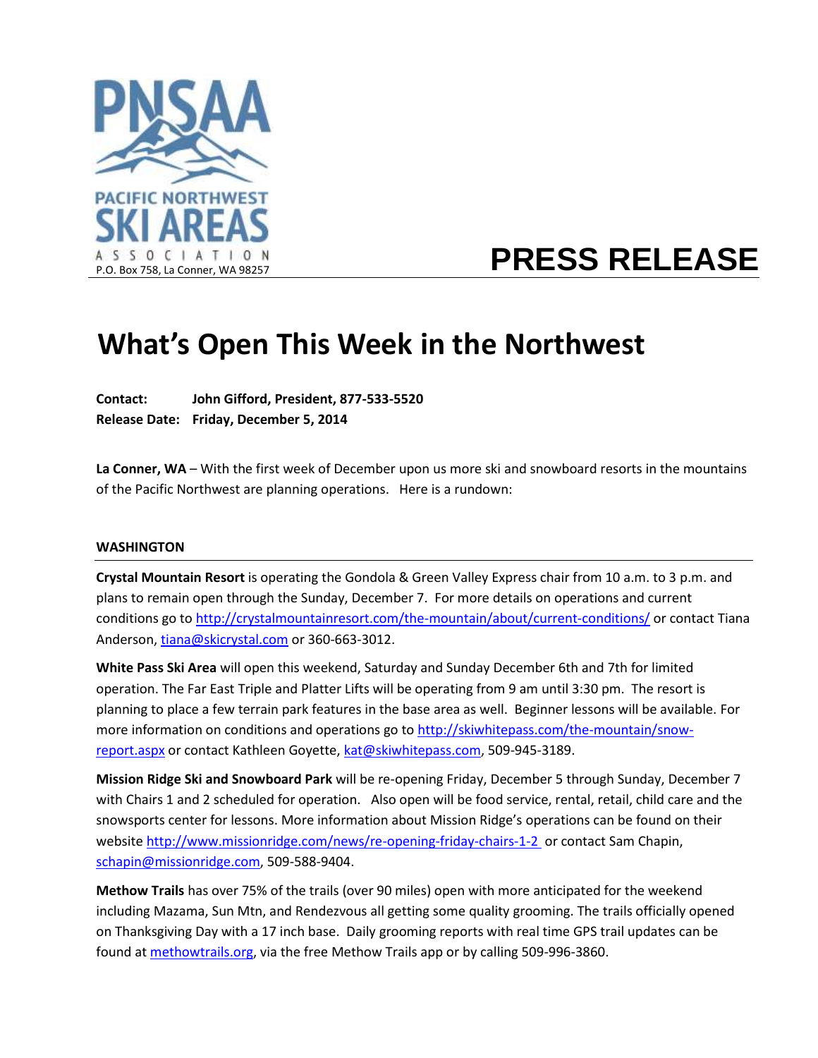PNSAA
PACIFIC NORTHWEST
SKI AREAS
ASSOCIATION
P.O. Box 758, La Conner, WA 98257

# PRESS RELEASE

# What's Open This Week in the Northwest

**Contact:** **John Gifford, President, 877-533-5520**
**Release Date:** **Friday, December 5, 2014**

**La Conner, WA** – With the first week of December upon us more ski and snowboard resorts in the mountains of the Pacific Northwest are planning operations. Here is a rundown:

## WASHINGTON

**Crystal Mountain Resort** is operating the Gondola & Green Valley Express chair from 10 a.m. to 3 p.m. and plans to remain open through the Sunday, December 7. For more details on operations and current conditions go to http://crystalmountainresort.com/the-mountain/about/current-conditions/ or contact Tiana Anderson, tiana@skicrystal.com or 360-663-3012.

**White Pass Ski Area** will open this weekend, Saturday and Sunday December 6th and 7th for limited operation. The Far East Triple and Platter Lifts will be operating from 9 am until 3:30 pm. The resort is planning to place a few terrain park features in the base area as well. Beginner lessons will be available. For more information on conditions and operations go to http://skiwhitepass.com/the-mountain/snow-report.aspx or contact Kathleen Goyette, kat@skiwhitepass.com, 509-945-3189.

**Mission Ridge Ski and Snowboard Park** will be re-opening Friday, December 5 through Sunday, December 7 with Chairs 1 and 2 scheduled for operation. Also open will be food service, rental, retail, child care and the snowsports center for lessons. More information about Mission Ridge's operations can be found on their website http://www.missionridge.com/news/re-opening-friday-chairs-1-2 or contact Sam Chapin, schapin@missionridge.com, 509-588-9404.

**Methow Trails** has over 75% of the trails (over 90 miles) open with more anticipated for the weekend including Mazama, Sun Mtn, and Rendezvous all getting some quality grooming. The trails officially opened on Thanksgiving Day with a 17 inch base. Daily grooming reports with real time GPS trail updates can be found at methowtrails.org, via the free Methow Trails app or by calling 509-996-3860.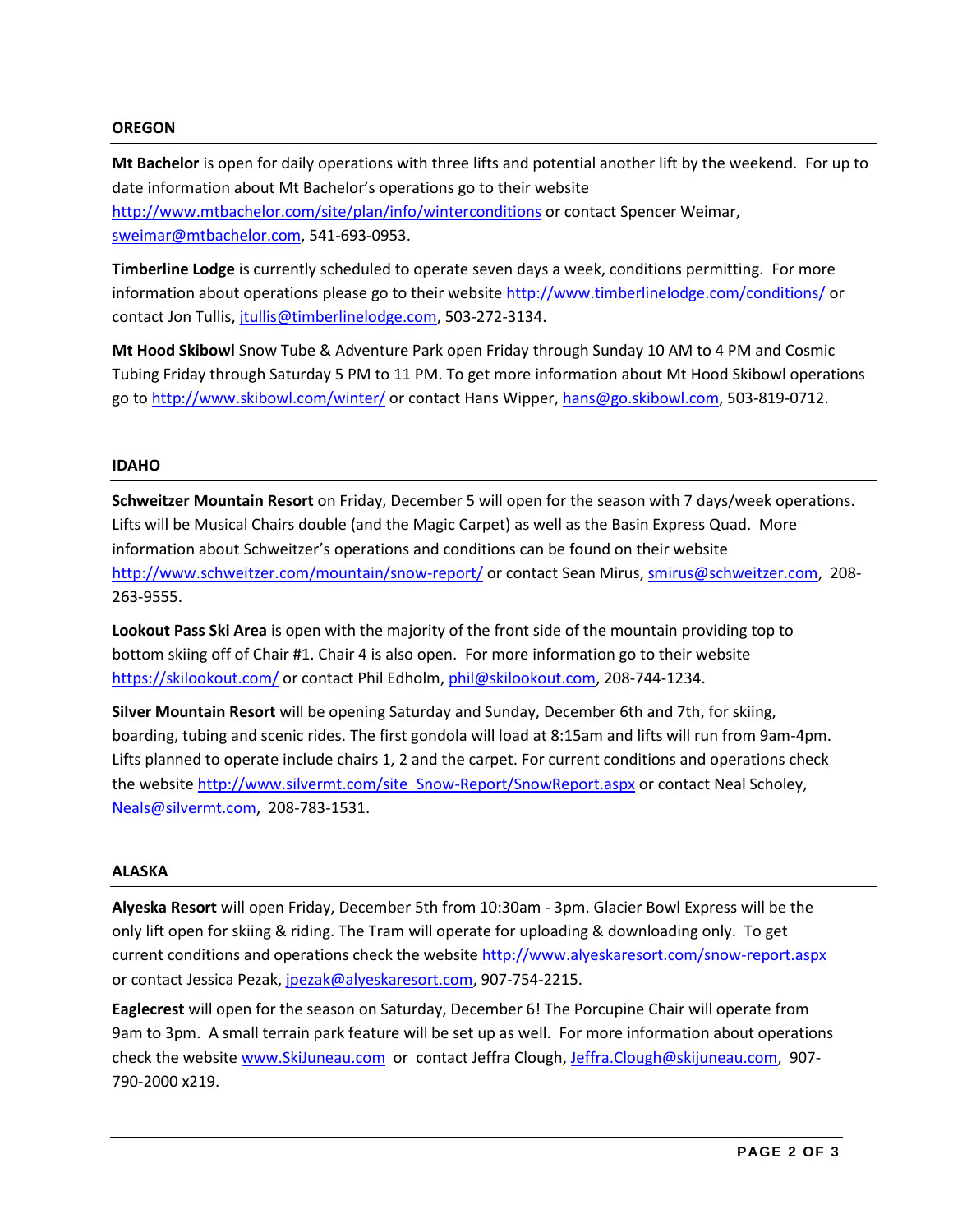## OREGON

**Mt Bachelor** is open for daily operations with three lifts and potential another lift by the weekend. For up to date information about Mt Bachelor's operations go to their website http://www.mtbachelor.com/site/plan/info/winterconditions or contact Spencer Weimar, sweimar@mtbachelor.com, 541-693-0953.

**Timberline Lodge** is currently scheduled to operate seven days a week, conditions permitting. For more information about operations please go to their website http://www.timberlinelodge.com/conditions/ or contact Jon Tullis, jtullis@timberlinelodge.com, 503-272-3134.

**Mt Hood Skibowl** Snow Tube & Adventure Park open Friday through Sunday 10 AM to 4 PM and Cosmic Tubing Friday through Saturday 5 PM to 11 PM. To get more information about Mt Hood Skibowl operations go to http://www.skibowl.com/winter/ or contact Hans Wipper, hans@go.skibowl.com, 503-819-0712.

## IDAHO

**Schweitzer Mountain Resort** on Friday, December 5 will open for the season with 7 days/week operations. Lifts will be Musical Chairs double (and the Magic Carpet) as well as the Basin Express Quad. More information about Schweitzer's operations and conditions can be found on their website http://www.schweitzer.com/mountain/snow-report/ or contact Sean Mirus, smirus@schweitzer.com, 208-263-9555.

**Lookout Pass Ski Area** is open with the majority of the front side of the mountain providing top to bottom skiing off of Chair #1. Chair 4 is also open. For more information go to their website https://skilookout.com/ or contact Phil Edholm, phil@skilookout.com, 208-744-1234.

**Silver Mountain Resort** will be opening Saturday and Sunday, December 6th and 7th, for skiing, boarding, tubing and scenic rides. The first gondola will load at 8:15am and lifts will run from 9am-4pm. Lifts planned to operate include chairs 1, 2 and the carpet. For current conditions and operations check the website http://www.silvermt.com/site_Snow-Report/SnowReport.aspx or contact Neal Scholey, Neals@silvermt.com, 208-783-1531.

## ALASKA

**Alyeska Resort** will open Friday, December 5th from 10:30am - 3pm. Glacier Bowl Express will be the only lift open for skiing & riding. The Tram will operate for uploading & downloading only. To get current conditions and operations check the website http://www.alyeskaresort.com/snow-report.aspx or contact Jessica Pezak, jpezak@alyeskaresort.com, 907-754-2215.

**Eaglecrest** will open for the season on Saturday, December 6! The Porcupine Chair will operate from 9am to 3pm. A small terrain park feature will be set up as well. For more information about operations check the website www.SkiJuneau.com or contact Jeffra Clough, Jeffra.Clough@skijuneau.com, 907-790-2000 x219.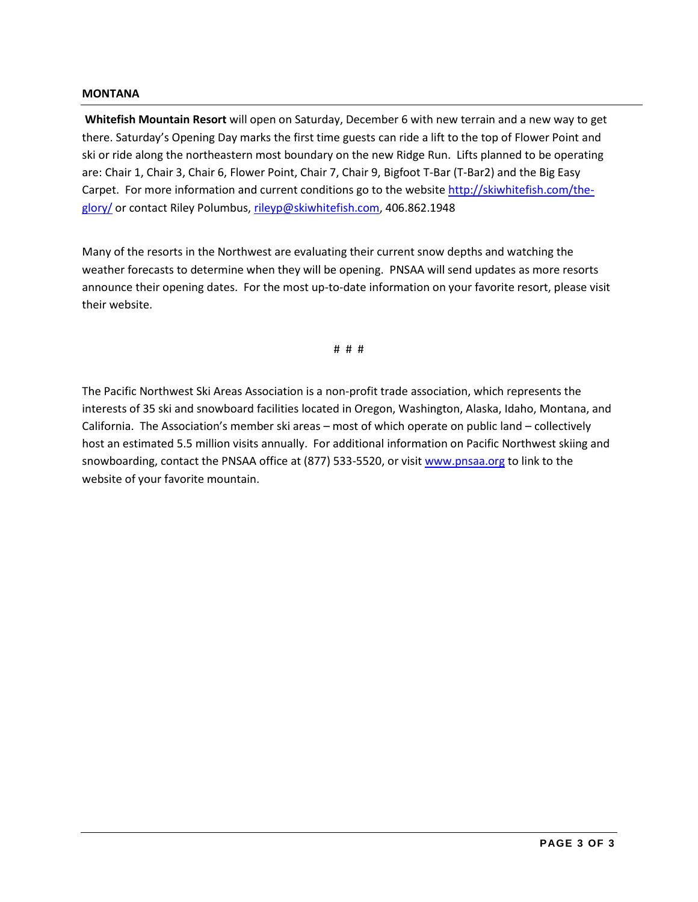**MONTANA**

**Whitefish Mountain Resort** will open on Saturday, December 6 with new terrain and a new way to get there. Saturday's Opening Day marks the first time guests can ride a lift to the top of Flower Point and ski or ride along the northeastern most boundary on the new Ridge Run. Lifts planned to be operating are: Chair 1, Chair 3, Chair 6, Flower Point, Chair 7, Chair 9, Bigfoot T-Bar (T-Bar2) and the Big Easy Carpet. For more information and current conditions go to the website http://skiwhitefish.com/the-glory/ or contact Riley Polumbus, rileyp@skiwhitefish.com, 406.862.1948

Many of the resorts in the Northwest are evaluating their current snow depths and watching the weather forecasts to determine when they will be opening. PNSAA will send updates as more resorts announce their opening dates. For the most up-to-date information on your favorite resort, please visit their website.

# # #

The Pacific Northwest Ski Areas Association is a non-profit trade association, which represents the interests of 35 ski and snowboard facilities located in Oregon, Washington, Alaska, Idaho, Montana, and California. The Association's member ski areas – most of which operate on public land – collectively host an estimated 5.5 million visits annually. For additional information on Pacific Northwest skiing and snowboarding, contact the PNSAA office at (877) 533-5520, or visit www.pnsaa.org to link to the website of your favorite mountain.